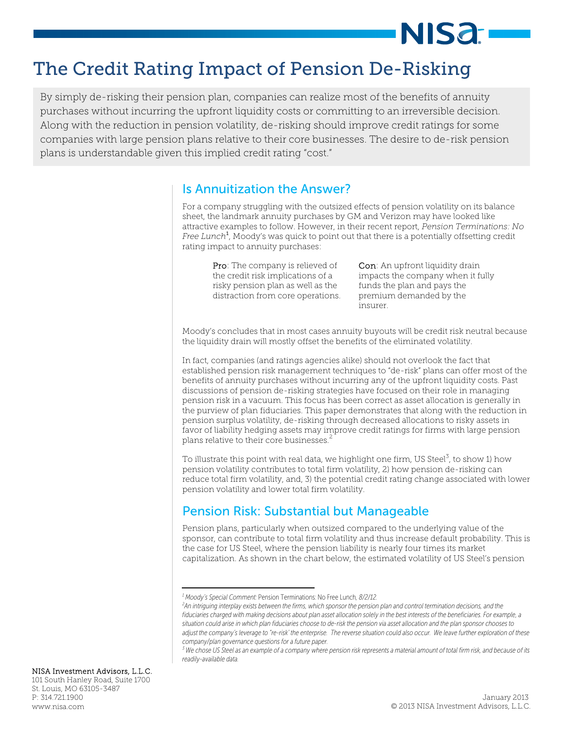# The Credit Rating Impact of Pension De-Risking

By simply de-risking their pension plan, companies can realize most of the benefits of annuity purchases without incurring the upfront liquidity costs or committing to an irreversible decision. Along with the reduction in pension volatility, de-risking should improve credit ratings for some companies with large pension plans relative to their core businesses. The desire to de-risk pension plans is understandable given this implied credit rating "cost."

## Is Annuitization the Answer?

For a company struggling with the outsized effects of pension volatility on its balance sheet, the landmark annuity purchases by GM and Verizon may have looked like attractive examples to follow. However, in their recent report, *Pension Terminations: No Free Lunch*[1], Moody's was quick to point out that there is a potentially offsetting credit rating impact to annuity purchases:

**Pro**: The company is relieved of the credit risk implications of a risky pension plan as well as the distraction from core operations.

**Con**: An upfront liquidity drain impacts the company when it fully funds the plan and pays the premium demanded by the insurer.

Moody's concludes that in most cases annuity buyouts will be credit risk neutral because the liquidity drain will mostly offset the benefits of the eliminated volatility.

In fact, companies (and ratings agencies alike) should not overlook the fact that established pension risk management techniques to "de-risk" plans can offer most of the benefits of annuity purchases without incurring any of the upfront liquidity costs. Past discussions of pension de-risking strategies have focused on their role in managing pension risk in a vacuum. This focus has been correct as asset allocation is generally in the purview of plan fiduciaries. This paper demonstrates that along with the reduction in pension surplus volatility, de-risking through decreased allocations to risky assets in favor of liability hedging assets may improve credit ratings for firms with large pension plans relative to their core businesses.[2]

To illustrate this point with real data, we highlight one firm, US Steel[3], to show 1) how pension volatility contributes to total firm volatility, 2) how pension de-risking can reduce total firm volatility, and, 3) the potential credit rating change associated with lower pension volatility and lower total firm volatility.

## Pension Risk: Substantial but Manageable

Pension plans, particularly when outsized compared to the underlying value of the sponsor, can contribute to total firm volatility and thus increase default probability. This is the case for US Steel, where the pension liability is nearly four times its market capitalization. As shown in the chart below, the estimated volatility of US Steel's pension

---

[1] *Moody's Special Comment:* Pension Terminations: No Free Lunch, *8/2/12.*

[2] *An intriguing interplay exists between the firms, which sponsor the pension plan and control termination decisions, and the fiduciaries charged with making decisions about plan asset allocation solely in the best interests of the beneficiaries. For example, a situation could arise in which plan fiduciaries choose to de-risk the pension via asset allocation and the plan sponsor chooses to adjust the company's leverage to "re-risk" the enterprise. The reverse situation could also occur. We leave further exploration of these company/plan governance questions for a future paper.*

[3] *We chose US Steel as an example of a company where pension risk represents a material amount of total firm risk, and because of its readily-available data.*

NISA Investment Advisors, L.L.C.
101 South Hanley Road, Suite 1700
St. Louis, MO 63105-3487
P: 314.721.1900
www.nisa.com

January 2013
© 2013 NISA Investment Advisors, L.L.C.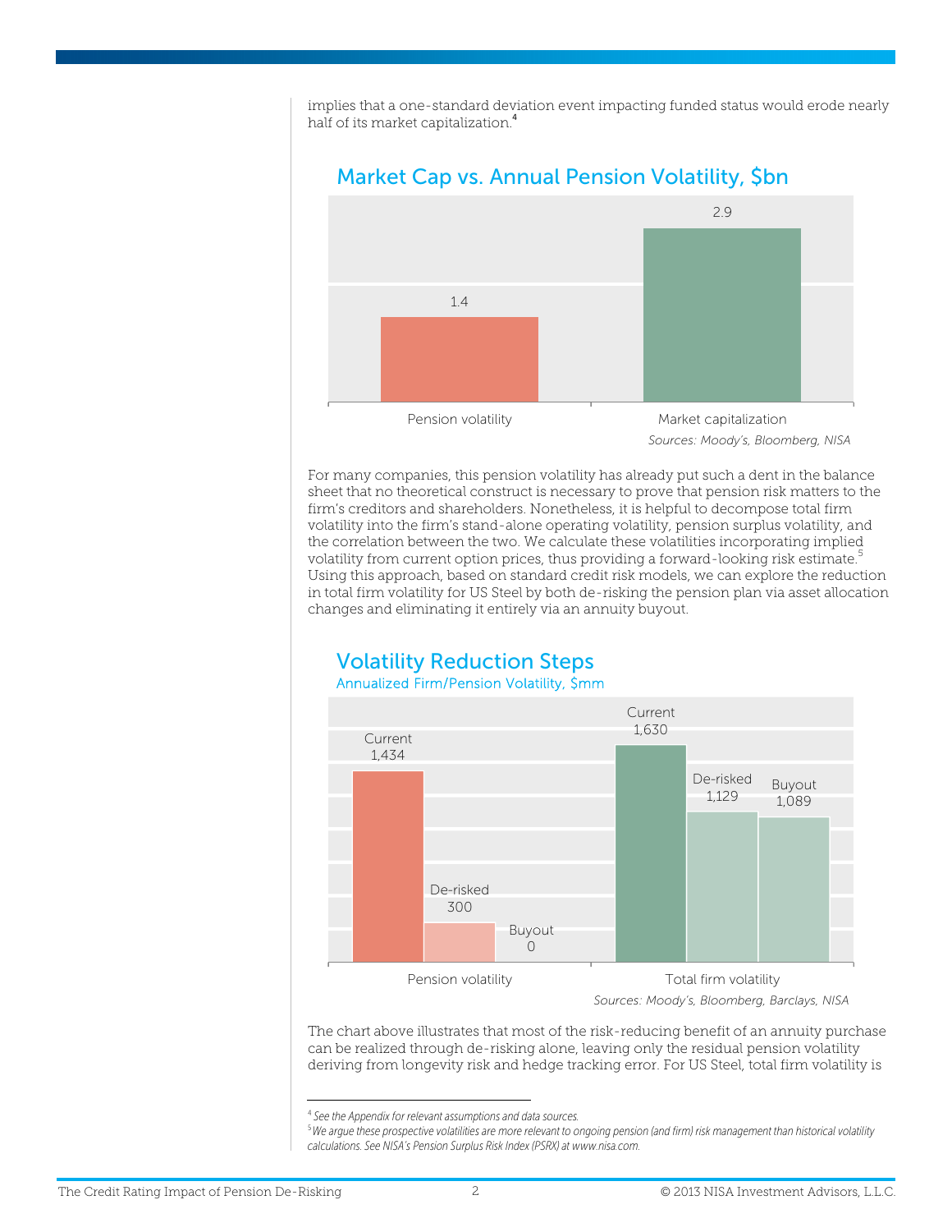implies that a one-standard deviation event impacting funded status would erode nearly half of its market capitalization.[4]

## Market Cap vs. Annual Pension Volatility, $bn

| | Pension volatility | Market capitalization |
|---|---|---|
| $bn | 1.4 | 2.9 |

*Sources: Moody's, Bloomberg, NISA*

For many companies, this pension volatility has already put such a dent in the balance sheet that no theoretical construct is necessary to prove that pension risk matters to the firm's creditors and shareholders. Nonetheless, it is helpful to decompose total firm volatility into the firm's stand-alone operating volatility, pension surplus volatility, and the correlation between the two. We calculate these volatilities incorporating implied volatility from current option prices, thus providing a forward-looking risk estimate.[5] Using this approach, based on standard credit risk models, we can explore the reduction in total firm volatility for US Steel by both de-risking the pension plan via asset allocation changes and eliminating it entirely via an annuity buyout.

## Volatility Reduction Steps

Annualized Firm/Pension Volatility, $mm

| | Current | De-risked | Buyout |
|---|---|---|---|
| Pension volatility | 1,434 | 300 | 0 |
| Total firm volatility | 1,630 | 1,129 | 1,089 |

*Sources: Moody's, Bloomberg, Barclays, NISA*

The chart above illustrates that most of the risk-reducing benefit of an annuity purchase can be realized through de-risking alone, leaving only the residual pension volatility deriving from longevity risk and hedge tracking error. For US Steel, total firm volatility is

---

[4] *See the Appendix for relevant assumptions and data sources.*

[5] *We argue these prospective volatilities are more relevant to ongoing pension (and firm) risk management than historical volatility calculations. See NISA's Pension Surplus Risk Index (PSRX) at www.nisa.com.*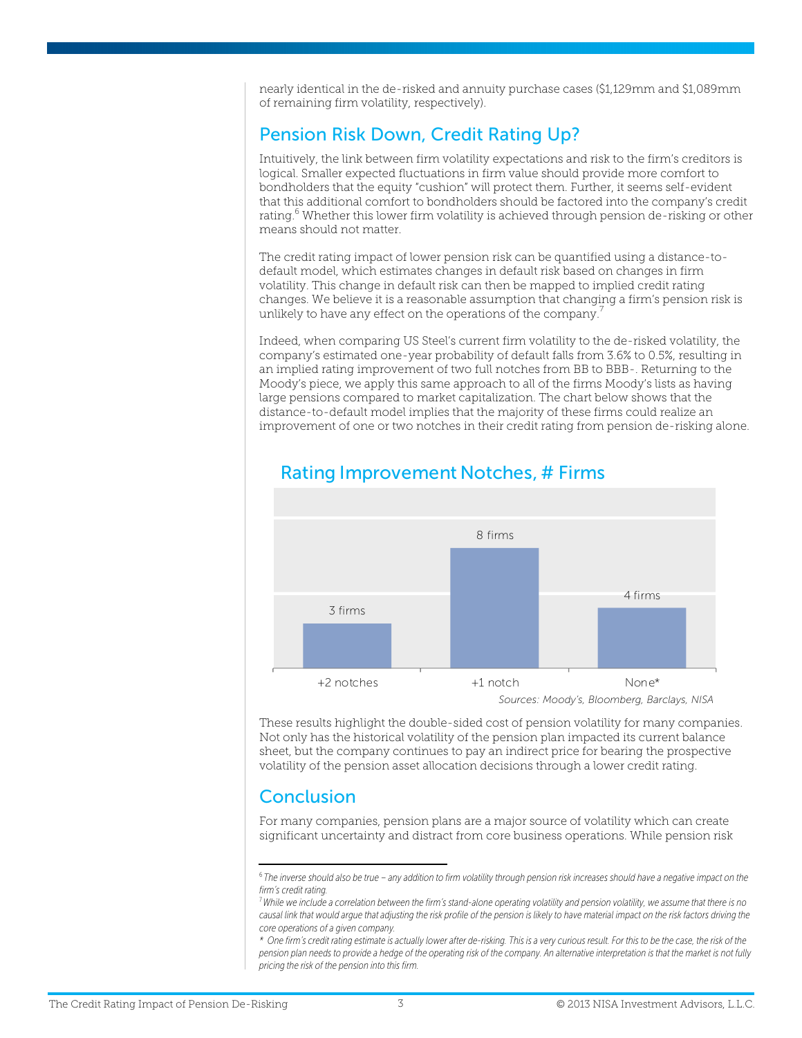nearly identical in the de-risked and annuity purchase cases ($1,129mm and $1,089mm of remaining firm volatility, respectively).

## Pension Risk Down, Credit Rating Up?

Intuitively, the link between firm volatility expectations and risk to the firm's creditors is logical. Smaller expected fluctuations in firm value should provide more comfort to bondholders that the equity "cushion" will protect them. Further, it seems self-evident that this additional comfort to bondholders should be factored into the company's credit rating.[6] Whether this lower firm volatility is achieved through pension de-risking or other means should not matter.

The credit rating impact of lower pension risk can be quantified using a distance-to-default model, which estimates changes in default risk based on changes in firm volatility. This change in default risk can then be mapped to implied credit rating changes. We believe it is a reasonable assumption that changing a firm's pension risk is unlikely to have any effect on the operations of the company.[7]

Indeed, when comparing US Steel's current firm volatility to the de-risked volatility, the company's estimated one-year probability of default falls from 3.6% to 0.5%, resulting in an implied rating improvement of two full notches from BB to BBB-. Returning to the Moody's piece, we apply this same approach to all of the firms Moody's lists as having large pensions compared to market capitalization. The chart below shows that the distance-to-default model implies that the majority of these firms could realize an improvement of one or two notches in their credit rating from pension de-risking alone.

### Rating Improvement Notches, # Firms

| Rating Improvement | # Firms |
|---|---|
| +2 notches | 3 firms |
| +1 notch | 8 firms |
| None* | 4 firms |

*Sources: Moody's, Bloomberg, Barclays, NISA*

These results highlight the double-sided cost of pension volatility for many companies. Not only has the historical volatility of the pension plan impacted its current balance sheet, but the company continues to pay an indirect price for bearing the prospective volatility of the pension asset allocation decisions through a lower credit rating.

## Conclusion

For many companies, pension plans are a major source of volatility which can create significant uncertainty and distract from core business operations. While pension risk

---

[6] *The inverse should also be true – any addition to firm volatility through pension risk increases should have a negative impact on the firm's credit rating.*

[7] *While we include a correlation between the firm's stand-alone operating volatility and pension volatility, we assume that there is no causal link that would argue that adjusting the risk profile of the pension is likely to have material impact on the risk factors driving the core operations of a given company.*

\* *One firm's credit rating estimate is actually lower after de-risking. This is a very curious result. For this to be the case, the risk of the pension plan needs to provide a hedge of the operating risk of the company. An alternative interpretation is that the market is not fully pricing the risk of the pension into this firm.*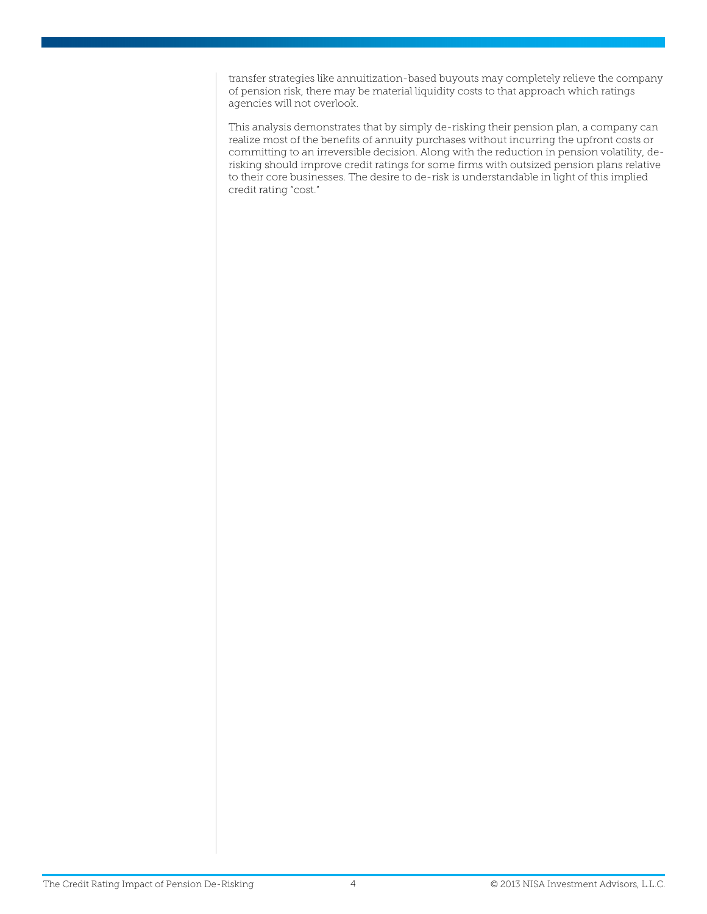transfer strategies like annuitization-based buyouts may completely relieve the company of pension risk, there may be material liquidity costs to that approach which ratings agencies will not overlook.

This analysis demonstrates that by simply de-risking their pension plan, a company can realize most of the benefits of annuity purchases without incurring the upfront costs or committing to an irreversible decision. Along with the reduction in pension volatility, de-risking should improve credit ratings for some firms with outsized pension plans relative to their core businesses. The desire to de-risk is understandable in light of this implied credit rating "cost."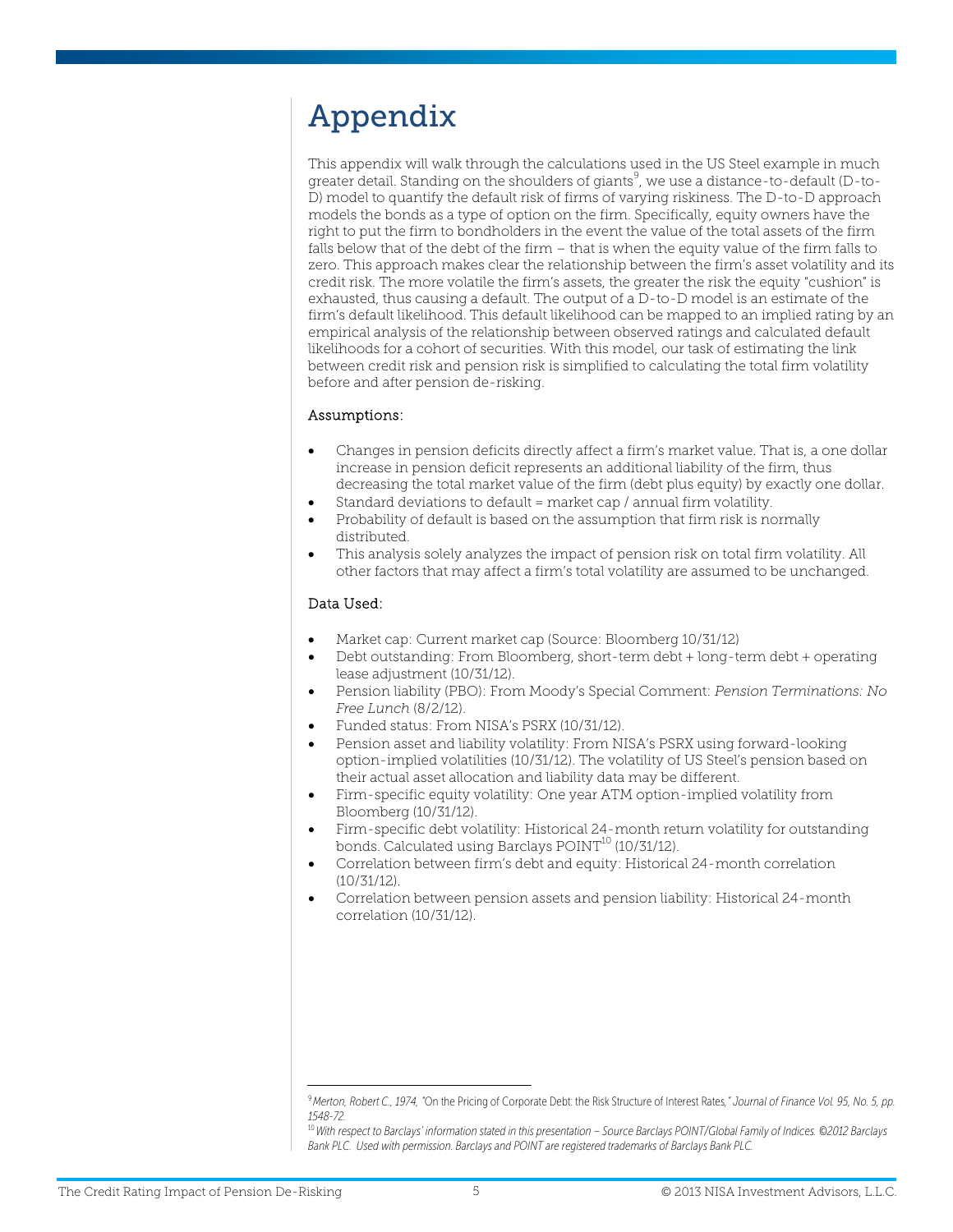# Appendix

This appendix will walk through the calculations used in the US Steel example in much greater detail. Standing on the shoulders of giants[9], we use a distance-to-default (D-to-D) model to quantify the default risk of firms of varying riskiness. The D-to-D approach models the bonds as a type of option on the firm. Specifically, equity owners have the right to put the firm to bondholders in the event the value of the total assets of the firm falls below that of the debt of the firm – that is when the equity value of the firm falls to zero. This approach makes clear the relationship between the firm's asset volatility and its credit risk. The more volatile the firm's assets, the greater the risk the equity "cushion" is exhausted, thus causing a default. The output of a D-to-D model is an estimate of the firm's default likelihood. This default likelihood can be mapped to an implied rating by an empirical analysis of the relationship between observed ratings and calculated default likelihoods for a cohort of securities. With this model, our task of estimating the link between credit risk and pension risk is simplified to calculating the total firm volatility before and after pension de-risking.

### Assumptions:

- Changes in pension deficits directly affect a firm's market value. That is, a one dollar increase in pension deficit represents an additional liability of the firm, thus decreasing the total market value of the firm (debt plus equity) by exactly one dollar.
- Standard deviations to default = market cap / annual firm volatility.
- Probability of default is based on the assumption that firm risk is normally distributed.
- This analysis solely analyzes the impact of pension risk on total firm volatility. All other factors that may affect a firm's total volatility are assumed to be unchanged.

### Data Used:

- Market cap: Current market cap (Source: Bloomberg 10/31/12)
- Debt outstanding: From Bloomberg, short-term debt + long-term debt + operating lease adjustment (10/31/12).
- Pension liability (PBO): From Moody's Special Comment: *Pension Terminations: No Free Lunch* (8/2/12).
- Funded status: From NISA's PSRX (10/31/12).
- Pension asset and liability volatility: From NISA's PSRX using forward-looking option-implied volatilities (10/31/12). The volatility of US Steel's pension based on their actual asset allocation and liability data may be different.
- Firm-specific equity volatility: One year ATM option-implied volatility from Bloomberg (10/31/12).
- Firm-specific debt volatility: Historical 24-month return volatility for outstanding bonds. Calculated using Barclays POINT[10] (10/31/12).
- Correlation between firm's debt and equity: Historical 24-month correlation (10/31/12).
- Correlation between pension assets and pension liability: Historical 24-month correlation (10/31/12).

---

[9] *Merton, Robert C., 1974, "On the Pricing of Corporate Debt: the Risk Structure of Interest Rates," Journal of Finance Vol. 95, No. 5, pp. 1548-72.*

[10] *With respect to Barclays' information stated in this presentation – Source Barclays POINT/Global Family of Indices. ©2012 Barclays Bank PLC. Used with permission. Barclays and POINT are registered trademarks of Barclays Bank PLC.*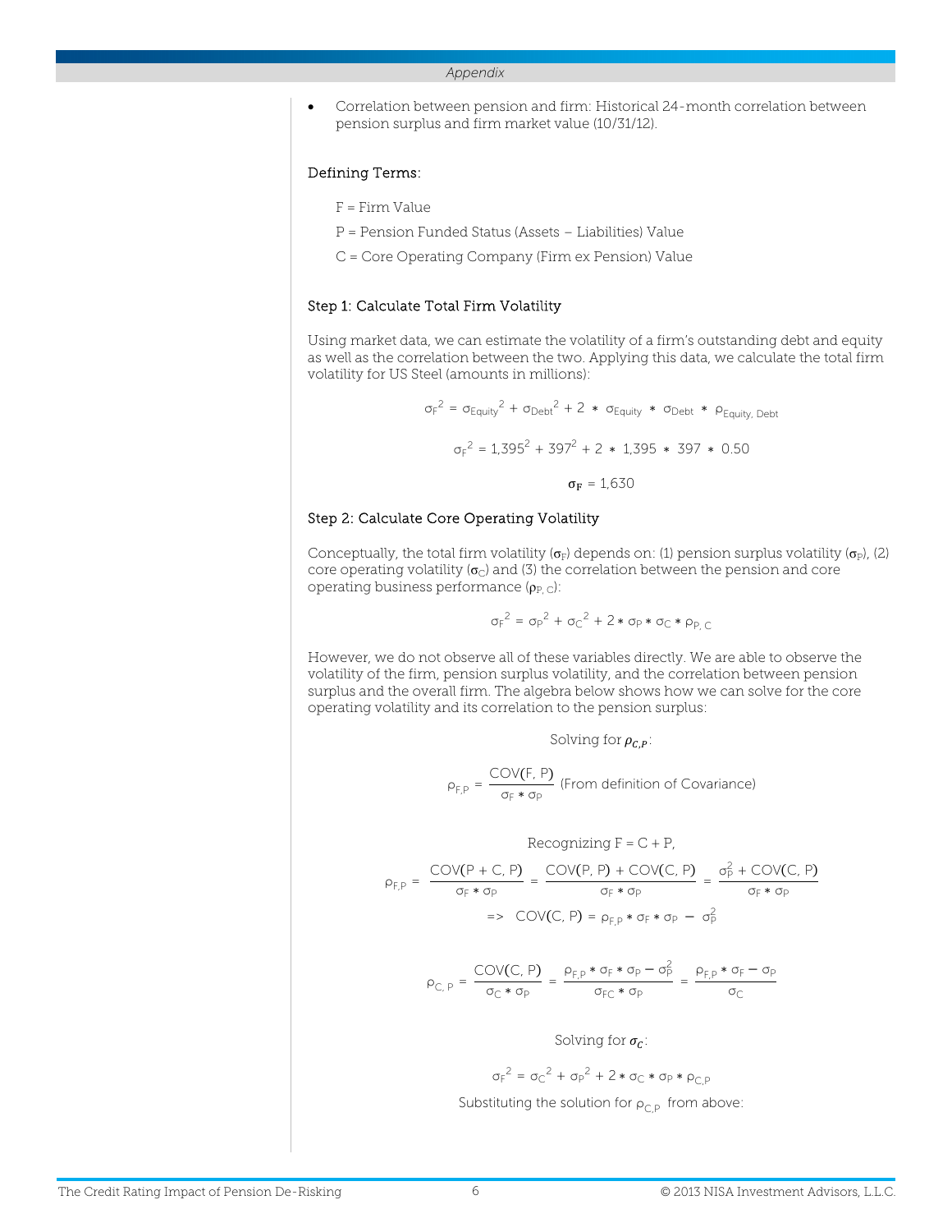- Correlation between pension and firm: Historical 24-month correlation between pension surplus and firm market value (10/31/12).

### Defining Terms:

F = Firm Value

P = Pension Funded Status (Assets – Liabilities) Value

C = Core Operating Company (Firm ex Pension) Value

### Step 1: Calculate Total Firm Volatility

Using market data, we can estimate the volatility of a firm's outstanding debt and equity as well as the correlation between the two. Applying this data, we calculate the total firm volatility for US Steel (amounts in millions):

$$\sigma_F^2 = \sigma_{Equity}^2 + \sigma_{Debt}^2 + 2 * \sigma_{Equity} * \sigma_{Debt} * \rho_{Equity,\ Debt}$$

$$\sigma_F^2 = 1{,}395^2 + 397^2 + 2 * 1{,}395 * 397 * 0.50$$

$$\boldsymbol{\sigma_F} = 1{,}630$$

### Step 2: Calculate Core Operating Volatility

Conceptually, the total firm volatility ($\sigma_F$) depends on: (1) pension surplus volatility ($\sigma_P$), (2) core operating volatility ($\sigma_C$) and (3) the correlation between the pension and core operating business performance ($\rho_{P,\ C}$):

$$\sigma_F^2 = \sigma_P^2 + \sigma_C^2 + 2 * \sigma_P * \sigma_C * \rho_{P,\ C}$$

However, we do not observe all of these variables directly. We are able to observe the volatility of the firm, pension surplus volatility, and the correlation between pension surplus and the overall firm. The algebra below shows how we can solve for the core operating volatility and its correlation to the pension surplus:

Solving for $\boldsymbol{\rho_{C,P}}$:

$$\rho_{F,P} = \frac{COV(F,\ P)}{\sigma_F * \sigma_P} \text{ (From definition of Covariance)}$$

Recognizing F = C + P,

$$\rho_{F,P} = \frac{COV(P + C,\ P)}{\sigma_F * \sigma_P} = \frac{COV(P,\ P) + COV(C,\ P)}{\sigma_F * \sigma_P} = \frac{\sigma_P^2 + COV(C,\ P)}{\sigma_F * \sigma_P}$$

$$\Rightarrow \quad COV(C,\ P) = \rho_{F,P} * \sigma_F * \sigma_P - \sigma_P^2$$

$$\rho_{C,\ P} = \frac{COV(C,\ P)}{\sigma_C * \sigma_P} = \frac{\rho_{F,P} * \sigma_F * \sigma_P - \sigma_P^2}{\sigma_{FC} * \sigma_P} = \frac{\rho_{F,P} * \sigma_F - \sigma_P}{\sigma_C}$$

Solving for $\boldsymbol{\sigma_C}$:

$$\sigma_F^2 = \sigma_C^2 + \sigma_P^2 + 2 * \sigma_C * \sigma_P * \rho_{C,P}$$

Substituting the solution for $\rho_{C,P}$ from above: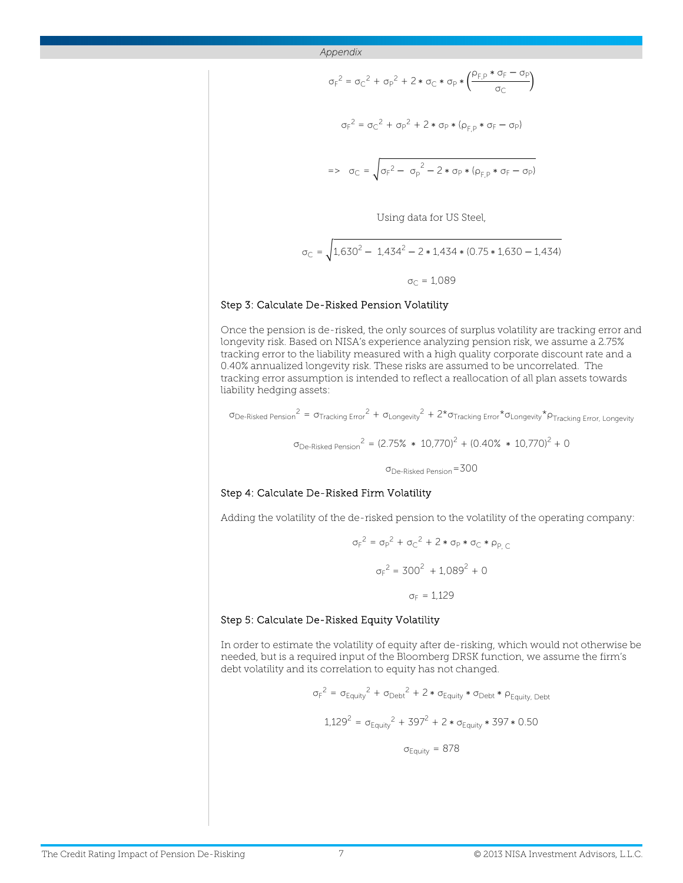$$\sigma_F^2 = \sigma_C^2 + \sigma_P^2 + 2 * \sigma_C * \sigma_P * \left(\frac{\rho_{F,P} * \sigma_F - \sigma_P}{\sigma_C}\right)$$

$$\sigma_F^2 = \sigma_C^2 + \sigma_P^2 + 2 * \sigma_P * (\rho_{F,P} * \sigma_F - \sigma_P)$$

$$=> \quad \sigma_C = \sqrt{\sigma_F^2 - \sigma_P^2 - 2 * \sigma_P * (\rho_{F,P} * \sigma_F - \sigma_P)}$$

Using data for US Steel,

$$\sigma_C = \sqrt{1{,}630^2 - 1{,}434^2 - 2 * 1{,}434 * (0.75 * 1{,}630 - 1{,}434)}$$

$$\sigma_C = 1{,}089$$

### Step 3: Calculate De-Risked Pension Volatility

Once the pension is de-risked, the only sources of surplus volatility are tracking error and longevity risk. Based on NISA's experience analyzing pension risk, we assume a 2.75% tracking error to the liability measured with a high quality corporate discount rate and a 0.40% annualized longevity risk. These risks are assumed to be uncorrelated. The tracking error assumption is intended to reflect a reallocation of all plan assets towards liability hedging assets:

$$\sigma_{\text{De-Risked Pension}}^2 = \sigma_{\text{Tracking Error}}^2 + \sigma_{\text{Longevity}}^2 + 2 * \sigma_{\text{Tracking Error}} * \sigma_{\text{Longevity}} * \rho_{\text{Tracking Error, Longevity}}$$

$$\sigma_{\text{De-Risked Pension}}^2 = (2.75\% * 10{,}770)^2 + (0.40\% * 10{,}770)^2 + 0$$

$$\sigma_{\text{De-Risked Pension}} = 300$$

### Step 4: Calculate De-Risked Firm Volatility

Adding the volatility of the de-risked pension to the volatility of the operating company:

$$\sigma_F^2 = \sigma_P^2 + \sigma_C^2 + 2 * \sigma_P * \sigma_C * \rho_{P,C}$$

$$\sigma_F^2 = 300^2 + 1{,}089^2 + 0$$

$$\sigma_F = 1{,}129$$

### Step 5: Calculate De-Risked Equity Volatility

In order to estimate the volatility of equity after de-risking, which would not otherwise be needed, but is a required input of the Bloomberg DRSK function, we assume the firm's debt volatility and its correlation to equity has not changed.

$$\sigma_F^2 = \sigma_{\text{Equity}}^2 + \sigma_{\text{Debt}}^2 + 2 * \sigma_{\text{Equity}} * \sigma_{\text{Debt}} * \rho_{\text{Equity, Debt}}$$

$$1{,}129^2 = \sigma_{\text{Equity}}^2 + 397^2 + 2 * \sigma_{\text{Equity}} * 397 * 0.50$$

$$\sigma_{\text{Equity}} = 878$$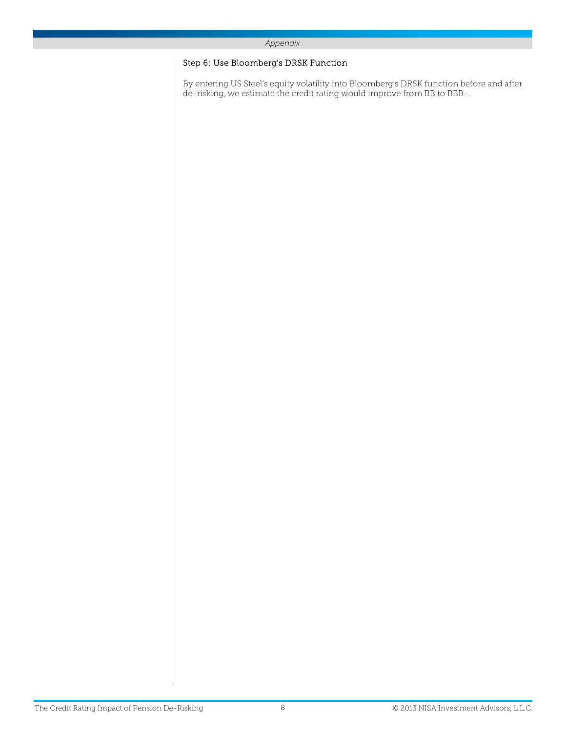### Step 6: Use Bloomberg's DRSK Function

By entering US Steel's equity volatility into Bloomberg's DRSK function before and after de-risking, we estimate the credit rating would improve from BB to BBB-.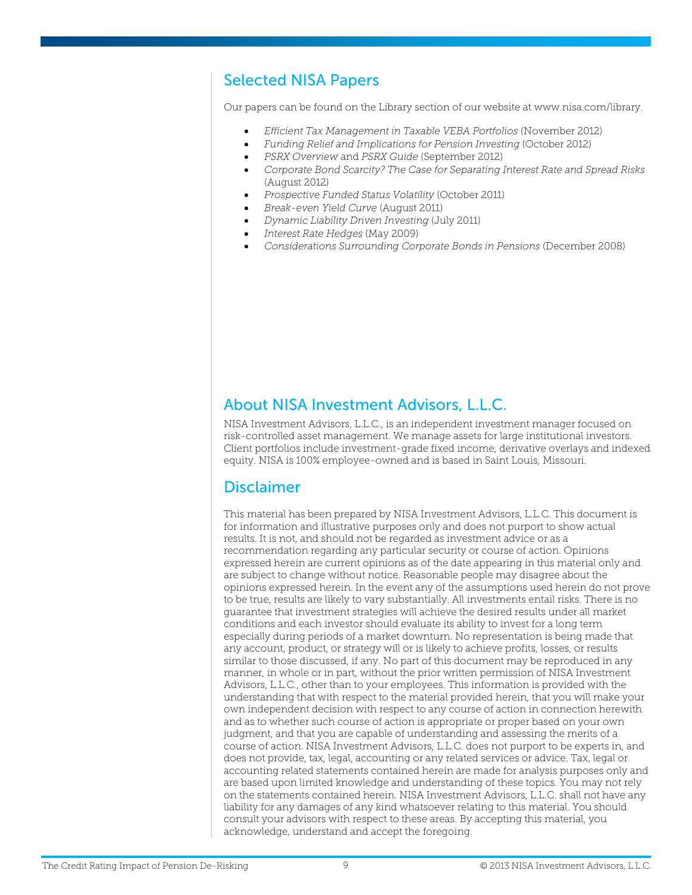## Selected NISA Papers

Our papers can be found on the Library section of our website at www.nisa.com/library.

- *Efficient Tax Management in Taxable VEBA Portfolios* (November 2012)
- *Funding Relief and Implications for Pension Investing* (October 2012)
- *PSRX Overview* and *PSRX Guide* (September 2012)
- *Corporate Bond Scarcity? The Case for Separating Interest Rate and Spread Risks* (August 2012)
- *Prospective Funded Status Volatility* (October 2011)
- *Break-even Yield Curve* (August 2011)
- *Dynamic Liability Driven Investing* (July 2011)
- *Interest Rate Hedges* (May 2009)
- *Considerations Surrounding Corporate Bonds in Pensions* (December 2008)

## About NISA Investment Advisors, L.L.C.

NISA Investment Advisors, L.L.C., is an independent investment manager focused on risk-controlled asset management. We manage assets for large institutional investors. Client portfolios include investment-grade fixed income, derivative overlays and indexed equity. NISA is 100% employee-owned and is based in Saint Louis, Missouri.

## Disclaimer

This material has been prepared by NISA Investment Advisors, L.L.C. This document is for information and illustrative purposes only and does not purport to show actual results. It is not, and should not be regarded as investment advice or as a recommendation regarding any particular security or course of action. Opinions expressed herein are current opinions as of the date appearing in this material only and are subject to change without notice. Reasonable people may disagree about the opinions expressed herein. In the event any of the assumptions used herein do not prove to be true, results are likely to vary substantially. All investments entail risks. There is no guarantee that investment strategies will achieve the desired results under all market conditions and each investor should evaluate its ability to invest for a long term especially during periods of a market downturn. No representation is being made that any account, product, or strategy will or is likely to achieve profits, losses, or results similar to those discussed, if any. No part of this document may be reproduced in any manner, in whole or in part, without the prior written permission of NISA Investment Advisors, L.L.C., other than to your employees. This information is provided with the understanding that with respect to the material provided herein, that you will make your own independent decision with respect to any course of action in connection herewith and as to whether such course of action is appropriate or proper based on your own judgment, and that you are capable of understanding and assessing the merits of a course of action. NISA Investment Advisors, L.L.C. does not purport to be experts in, and does not provide, tax, legal, accounting or any related services or advice. Tax, legal or accounting related statements contained herein are made for analysis purposes only and are based upon limited knowledge and understanding of these topics. You may not rely on the statements contained herein. NISA Investment Advisors, L.L.C. shall not have any liability for any damages of any kind whatsoever relating to this material. You should consult your advisors with respect to these areas. By accepting this material, you acknowledge, understand and accept the foregoing.